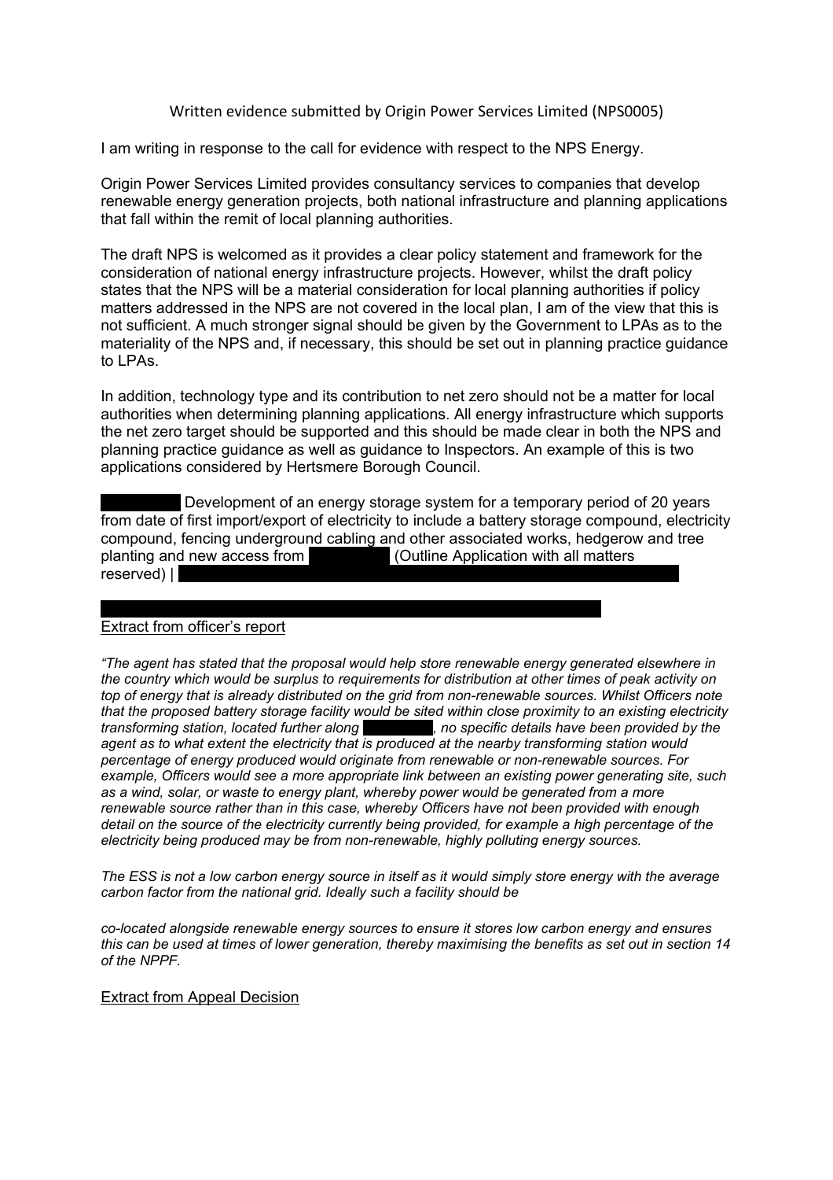Written evidence submitted by Origin Power Services Limited (NPS0005)

I am writing in response to the call for evidence with respect to the NPS Energy.

Origin Power Services Limited provides consultancy services to companies that develop renewable energy generation projects, both national infrastructure and planning applications that fall within the remit of local planning authorities.

The draft NPS is welcomed as it provides a clear policy statement and framework for the consideration of national energy infrastructure projects. However, whilst the draft policy states that the NPS will be a material consideration for local planning authorities if policy matters addressed in the NPS are not covered in the local plan, I am of the view that this is not sufficient. A much stronger signal should be given by the Government to LPAs as to the materiality of the NPS and, if necessary, this should be set out in planning practice guidance to LPAs.

In addition, technology type and its contribution to net zero should not be a matter for local authorities when determining planning applications. All energy infrastructure which supports the net zero target should be supported and this should be made clear in both the NPS and planning practice guidance as well as guidance to Inspectors. An example of this is two applications considered by Hertsmere Borough Council.

Development of an energy storage system for a temporary period of 20 years from date of first import/export of electricity to include a battery storage compound, electricity compound, fencing underground cabling and other associated works, hedgerow and tree planting and new access from (Outline Application with all matters reserved) |

Extract from officer's report

*"The agent has stated that the proposal would help store renewable energy generated elsewhere in the country which would be surplus to requirements for distribution at other times of peak activity on top of energy that is already distributed on the grid from non-renewable sources. Whilst Officers note that the proposed battery storage facility would be sited within close proximity to an existing electricity transforming station, located further along , no specific details have been provided by the agent as to what extent the electricity that is produced at the nearby transforming station would percentage of energy produced would originate from renewable or non-renewable sources. For example, Officers would see a more appropriate link between an existing power generating site, such as a wind, solar, or waste to energy plant, whereby power would be generated from a more renewable source rather than in this case, whereby Officers have not been provided with enough detail on the source of the electricity currently being provided, for example a high percentage of the electricity being produced may be from non-renewable, highly polluting energy sources.*

*The ESS is not a low carbon energy source in itself as it would simply store energy with the average carbon factor from the national grid. Ideally such a facility should be*

*co-located alongside renewable energy sources to ensure it stores low carbon energy and ensures this can be used at times of lower generation, thereby maximising the benefits as set out in section 14 of the NPPF.*

Extract from Appeal Decision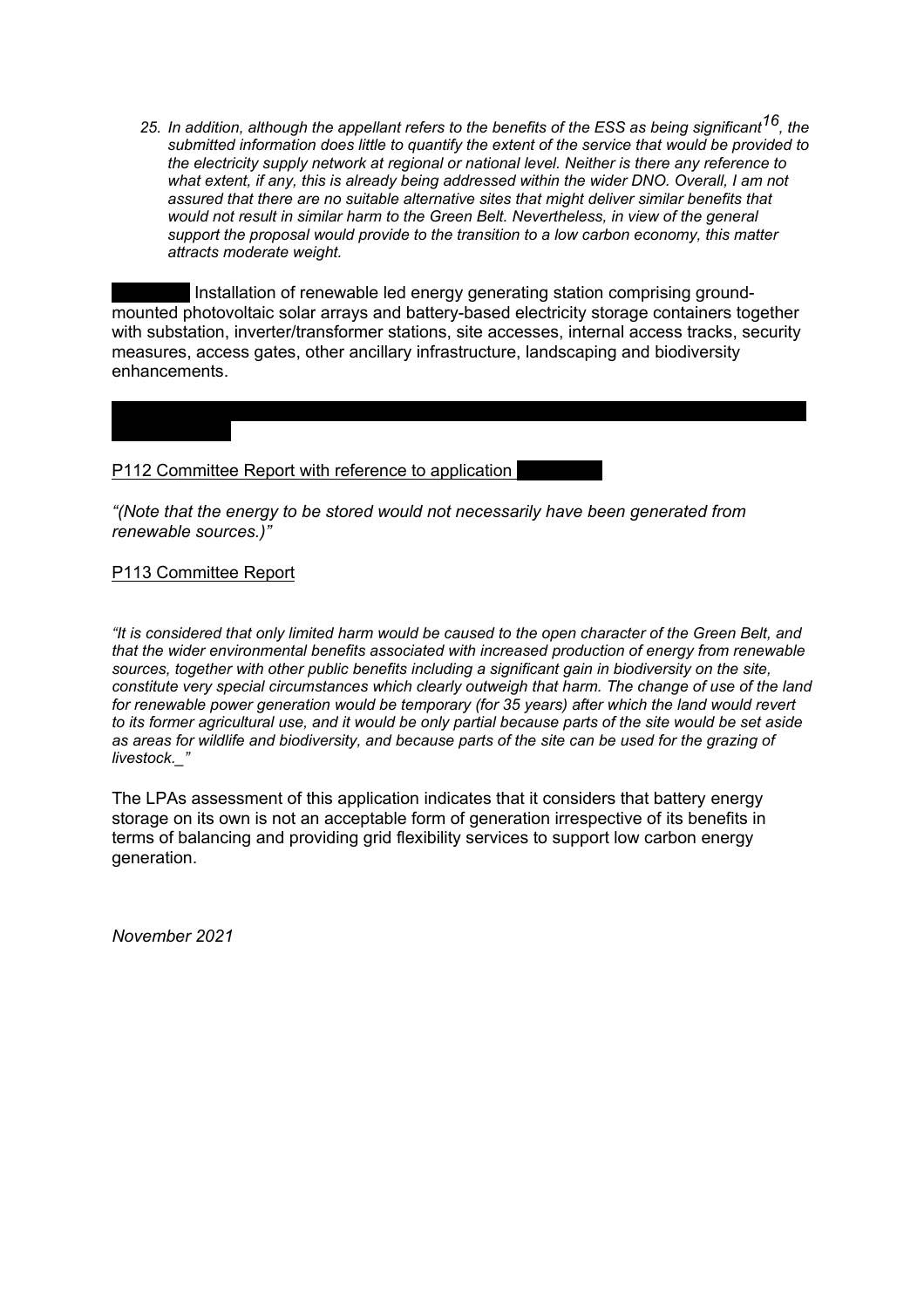*25. In addition, although the appellant refers to the benefits of the ESS as being significant[16], the submitted information does little to quantify the extent of the service that would be provided to the electricity supply network at regional or national level. Neither is there any reference to what extent, if any, this is already being addressed within the wider DNO. Overall, I am not assured that there are no suitable alternative sites that might deliver similar benefits that would not result in similar harm to the Green Belt. Nevertheless, in view of the general support the proposal would provide to the transition to a low carbon economy, this matter attracts moderate weight.*

Installation of renewable led energy generating station comprising ground-mounted photovoltaic solar arrays and battery-based electricity storage containers together with substation, inverter/transformer stations, site accesses, internal access tracks, security measures, access gates, other ancillary infrastructure, landscaping and biodiversity enhancements.

P112 Committee Report with reference to application

*"(Note that the energy to be stored would not necessarily have been generated from renewable sources.)"*

P113 Committee Report

*"It is considered that only limited harm would be caused to the open character of the Green Belt, and that the wider environmental benefits associated with increased production of energy from renewable sources, together with other public benefits including a significant gain in biodiversity on the site, constitute very special circumstances which clearly outweigh that harm. The change of use of the land for renewable power generation would be temporary (for 35 years) after which the land would revert to its former agricultural use, and it would be only partial because parts of the site would be set aside as areas for wildlife and biodiversity, and because parts of the site can be used for the grazing of livestock._"*

The LPAs assessment of this application indicates that it considers that battery energy storage on its own is not an acceptable form of generation irrespective of its benefits in terms of balancing and providing grid flexibility services to support low carbon energy generation.

*November 2021*